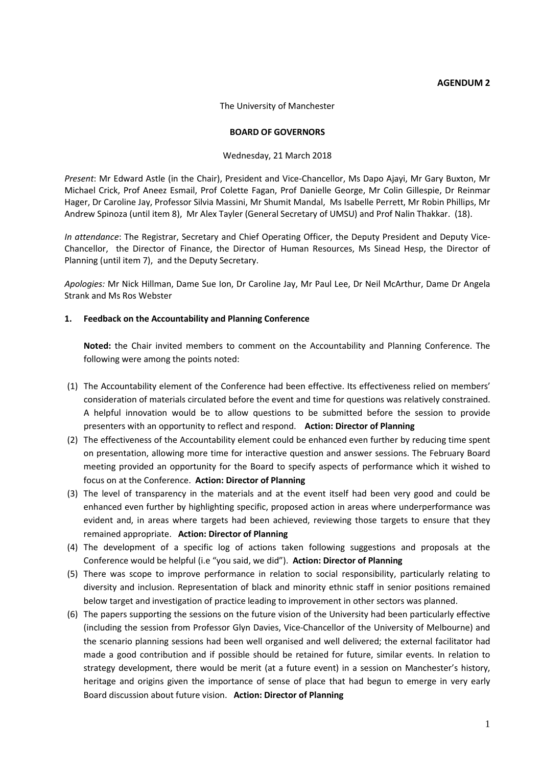**AGENDUM 2**

The University of Manchester

**BOARD OF GOVERNORS**

Wednesday, 21 March 2018

*Present*: Mr Edward Astle (in the Chair), President and Vice-Chancellor, Ms Dapo Ajayi, Mr Gary Buxton, Mr Michael Crick, Prof Aneez Esmail, Prof Colette Fagan, Prof Danielle George, Mr Colin Gillespie, Dr Reinmar Hager, Dr Caroline Jay, Professor Silvia Massini, Mr Shumit Mandal, Ms Isabelle Perrett, Mr Robin Phillips, Mr Andrew Spinoza (until item 8), Mr Alex Tayler (General Secretary of UMSU) and Prof Nalin Thakkar. (18).

*In attendance*: The Registrar, Secretary and Chief Operating Officer, the Deputy President and Deputy Vice-Chancellor, the Director of Finance, the Director of Human Resources, Ms Sinead Hesp, the Director of Planning (until item 7), and the Deputy Secretary.

*Apologies:* Mr Nick Hillman, Dame Sue Ion, Dr Caroline Jay, Mr Paul Lee, Dr Neil McArthur, Dame Dr Angela Strank and Ms Ros Webster

**1. Feedback on the Accountability and Planning Conference**

**Noted:** the Chair invited members to comment on the Accountability and Planning Conference. The following were among the points noted:

(1) The Accountability element of the Conference had been effective. Its effectiveness relied on members' consideration of materials circulated before the event and time for questions was relatively constrained. A helpful innovation would be to allow questions to be submitted before the session to provide presenters with an opportunity to reflect and respond. **Action: Director of Planning**

(2) The effectiveness of the Accountability element could be enhanced even further by reducing time spent on presentation, allowing more time for interactive question and answer sessions. The February Board meeting provided an opportunity for the Board to specify aspects of performance which it wished to focus on at the Conference. **Action: Director of Planning**

(3) The level of transparency in the materials and at the event itself had been very good and could be enhanced even further by highlighting specific, proposed action in areas where underperformance was evident and, in areas where targets had been achieved, reviewing those targets to ensure that they remained appropriate. **Action: Director of Planning**

(4) The development of a specific log of actions taken following suggestions and proposals at the Conference would be helpful (i.e "you said, we did"). **Action: Director of Planning**

(5) There was scope to improve performance in relation to social responsibility, particularly relating to diversity and inclusion. Representation of black and minority ethnic staff in senior positions remained below target and investigation of practice leading to improvement in other sectors was planned.

(6) The papers supporting the sessions on the future vision of the University had been particularly effective (including the session from Professor Glyn Davies, Vice-Chancellor of the University of Melbourne) and the scenario planning sessions had been well organised and well delivered; the external facilitator had made a good contribution and if possible should be retained for future, similar events. In relation to strategy development, there would be merit (at a future event) in a session on Manchester's history, heritage and origins given the importance of sense of place that had begun to emerge in very early Board discussion about future vision. **Action: Director of Planning**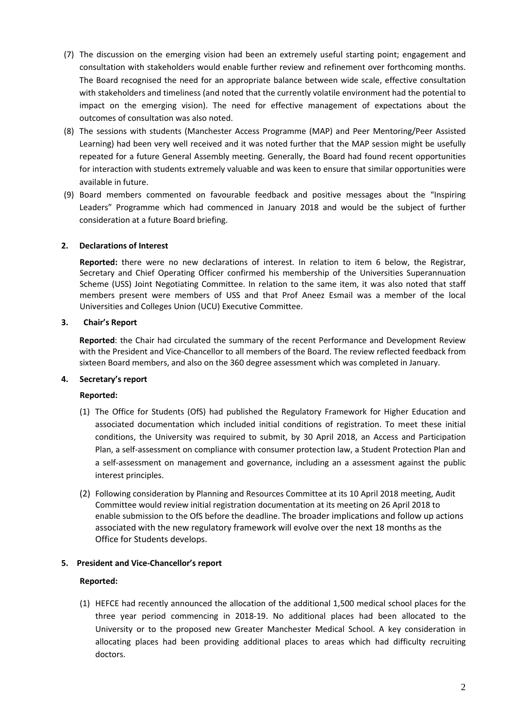(7) The discussion on the emerging vision had been an extremely useful starting point; engagement and consultation with stakeholders would enable further review and refinement over forthcoming months. The Board recognised the need for an appropriate balance between wide scale, effective consultation with stakeholders and timeliness (and noted that the currently volatile environment had the potential to impact on the emerging vision). The need for effective management of expectations about the outcomes of consultation was also noted.

(8) The sessions with students (Manchester Access Programme (MAP) and Peer Mentoring/Peer Assisted Learning) had been very well received and it was noted further that the MAP session might be usefully repeated for a future General Assembly meeting. Generally, the Board had found recent opportunities for interaction with students extremely valuable and was keen to ensure that similar opportunities were available in future.

(9) Board members commented on favourable feedback and positive messages about the "Inspiring Leaders" Programme which had commenced in January 2018 and would be the subject of further consideration at a future Board briefing.

## 2. Declarations of Interest

**Reported:** there were no new declarations of interest. In relation to item 6 below, the Registrar, Secretary and Chief Operating Officer confirmed his membership of the Universities Superannuation Scheme (USS) Joint Negotiating Committee. In relation to the same item, it was also noted that staff members present were members of USS and that Prof Aneez Esmail was a member of the local Universities and Colleges Union (UCU) Executive Committee.

## 3. Chair's Report

**Reported**: the Chair had circulated the summary of the recent Performance and Development Review with the President and Vice-Chancellor to all members of the Board. The review reflected feedback from sixteen Board members, and also on the 360 degree assessment which was completed in January.

## 4. Secretary's report

**Reported:**

(1) The Office for Students (OfS) had published the Regulatory Framework for Higher Education and associated documentation which included initial conditions of registration. To meet these initial conditions, the University was required to submit, by 30 April 2018, an Access and Participation Plan, a self-assessment on compliance with consumer protection law, a Student Protection Plan and a self-assessment on management and governance, including an a assessment against the public interest principles.

(2) Following consideration by Planning and Resources Committee at its 10 April 2018 meeting, Audit Committee would review initial registration documentation at its meeting on 26 April 2018 to enable submission to the OfS before the deadline. The broader implications and follow up actions associated with the new regulatory framework will evolve over the next 18 months as the Office for Students develops.

## 5. President and Vice-Chancellor's report

**Reported:**

(1) HEFCE had recently announced the allocation of the additional 1,500 medical school places for the three year period commencing in 2018-19. No additional places had been allocated to the University or to the proposed new Greater Manchester Medical School. A key consideration in allocating places had been providing additional places to areas which had difficulty recruiting doctors.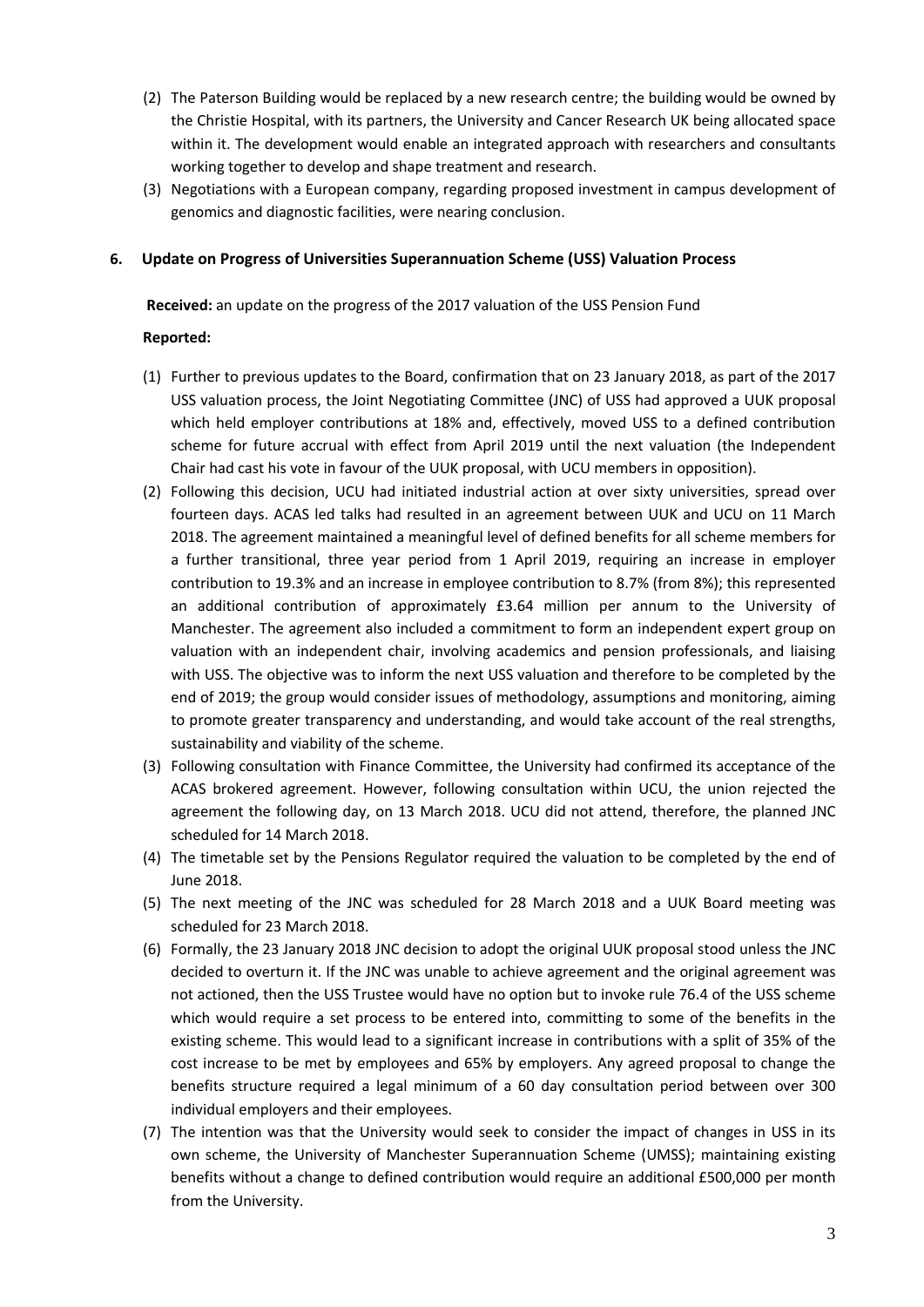(2) The Paterson Building would be replaced by a new research centre; the building would be owned by the Christie Hospital, with its partners, the University and Cancer Research UK being allocated space within it. The development would enable an integrated approach with researchers and consultants working together to develop and shape treatment and research.

(3) Negotiations with a European company, regarding proposed investment in campus development of genomics and diagnostic facilities, were nearing conclusion.

## 6. Update on Progress of Universities Superannuation Scheme (USS) Valuation Process

**Received:** an update on the progress of the 2017 valuation of the USS Pension Fund

**Reported:**

(1) Further to previous updates to the Board, confirmation that on 23 January 2018, as part of the 2017 USS valuation process, the Joint Negotiating Committee (JNC) of USS had approved a UUK proposal which held employer contributions at 18% and, effectively, moved USS to a defined contribution scheme for future accrual with effect from April 2019 until the next valuation (the Independent Chair had cast his vote in favour of the UUK proposal, with UCU members in opposition).

(2) Following this decision, UCU had initiated industrial action at over sixty universities, spread over fourteen days. ACAS led talks had resulted in an agreement between UUK and UCU on 11 March 2018. The agreement maintained a meaningful level of defined benefits for all scheme members for a further transitional, three year period from 1 April 2019, requiring an increase in employer contribution to 19.3% and an increase in employee contribution to 8.7% (from 8%); this represented an additional contribution of approximately £3.64 million per annum to the University of Manchester. The agreement also included a commitment to form an independent expert group on valuation with an independent chair, involving academics and pension professionals, and liaising with USS. The objective was to inform the next USS valuation and therefore to be completed by the end of 2019; the group would consider issues of methodology, assumptions and monitoring, aiming to promote greater transparency and understanding, and would take account of the real strengths, sustainability and viability of the scheme.

(3) Following consultation with Finance Committee, the University had confirmed its acceptance of the ACAS brokered agreement. However, following consultation within UCU, the union rejected the agreement the following day, on 13 March 2018. UCU did not attend, therefore, the planned JNC scheduled for 14 March 2018.

(4) The timetable set by the Pensions Regulator required the valuation to be completed by the end of June 2018.

(5) The next meeting of the JNC was scheduled for 28 March 2018 and a UUK Board meeting was scheduled for 23 March 2018.

(6) Formally, the 23 January 2018 JNC decision to adopt the original UUK proposal stood unless the JNC decided to overturn it. If the JNC was unable to achieve agreement and the original agreement was not actioned, then the USS Trustee would have no option but to invoke rule 76.4 of the USS scheme which would require a set process to be entered into, committing to some of the benefits in the existing scheme. This would lead to a significant increase in contributions with a split of 35% of the cost increase to be met by employees and 65% by employers. Any agreed proposal to change the benefits structure required a legal minimum of a 60 day consultation period between over 300 individual employers and their employees.

(7) The intention was that the University would seek to consider the impact of changes in USS in its own scheme, the University of Manchester Superannuation Scheme (UMSS); maintaining existing benefits without a change to defined contribution would require an additional £500,000 per month from the University.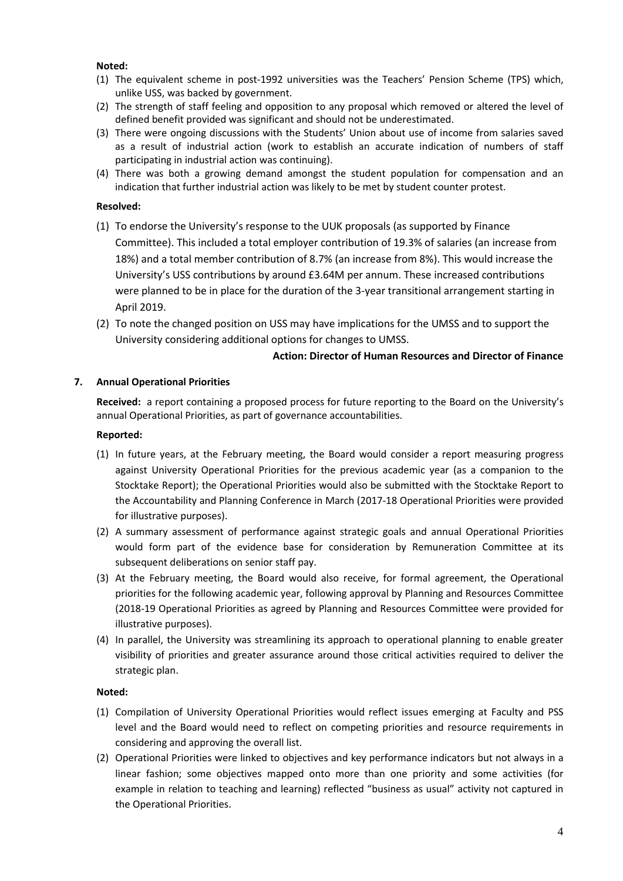**Noted:**

(1) The equivalent scheme in post-1992 universities was the Teachers' Pension Scheme (TPS) which, unlike USS, was backed by government.
(2) The strength of staff feeling and opposition to any proposal which removed or altered the level of defined benefit provided was significant and should not be underestimated.
(3) There were ongoing discussions with the Students' Union about use of income from salaries saved as a result of industrial action (work to establish an accurate indication of numbers of staff participating in industrial action was continuing).
(4) There was both a growing demand amongst the student population for compensation and an indication that further industrial action was likely to be met by student counter protest.

**Resolved:**

(1) To endorse the University's response to the UUK proposals (as supported by Finance Committee). This included a total employer contribution of 19.3% of salaries (an increase from 18%) and a total member contribution of 8.7% (an increase from 8%). This would increase the University's USS contributions by around £3.64M per annum. These increased contributions were planned to be in place for the duration of the 3-year transitional arrangement starting in April 2019.
(2) To note the changed position on USS may have implications for the UMSS and to support the University considering additional options for changes to UMSS.

**Action: Director of Human Resources and Director of Finance**

## 7. Annual Operational Priorities

**Received:** a report containing a proposed process for future reporting to the Board on the University's annual Operational Priorities, as part of governance accountabilities.

**Reported:**

(1) In future years, at the February meeting, the Board would consider a report measuring progress against University Operational Priorities for the previous academic year (as a companion to the Stocktake Report); the Operational Priorities would also be submitted with the Stocktake Report to the Accountability and Planning Conference in March (2017-18 Operational Priorities were provided for illustrative purposes).
(2) A summary assessment of performance against strategic goals and annual Operational Priorities would form part of the evidence base for consideration by Remuneration Committee at its subsequent deliberations on senior staff pay.
(3) At the February meeting, the Board would also receive, for formal agreement, the Operational priorities for the following academic year, following approval by Planning and Resources Committee (2018-19 Operational Priorities as agreed by Planning and Resources Committee were provided for illustrative purposes).
(4) In parallel, the University was streamlining its approach to operational planning to enable greater visibility of priorities and greater assurance around those critical activities required to deliver the strategic plan.

**Noted:**

(1) Compilation of University Operational Priorities would reflect issues emerging at Faculty and PSS level and the Board would need to reflect on competing priorities and resource requirements in considering and approving the overall list.
(2) Operational Priorities were linked to objectives and key performance indicators but not always in a linear fashion; some objectives mapped onto more than one priority and some activities (for example in relation to teaching and learning) reflected "business as usual" activity not captured in the Operational Priorities.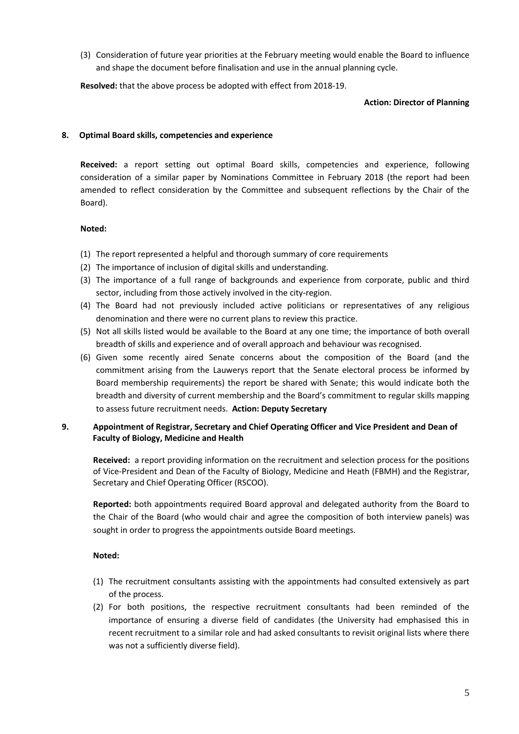(3) Consideration of future year priorities at the February meeting would enable the Board to influence and shape the document before finalisation and use in the annual planning cycle.

**Resolved:** that the above process be adopted with effect from 2018-19.

**Action: Director of Planning**

## 8. Optimal Board skills, competencies and experience

**Received:** a report setting out optimal Board skills, competencies and experience, following consideration of a similar paper by Nominations Committee in February 2018 (the report had been amended to reflect consideration by the Committee and subsequent reflections by the Chair of the Board).

**Noted:**

(1) The report represented a helpful and thorough summary of core requirements
(2) The importance of inclusion of digital skills and understanding.
(3) The importance of a full range of backgrounds and experience from corporate, public and third sector, including from those actively involved in the city-region.
(4) The Board had not previously included active politicians or representatives of any religious denomination and there were no current plans to review this practice.
(5) Not all skills listed would be available to the Board at any one time; the importance of both overall breadth of skills and experience and of overall approach and behaviour was recognised.
(6) Given some recently aired Senate concerns about the composition of the Board (and the commitment arising from the Lauwerys report that the Senate electoral process be informed by Board membership requirements) the report be shared with Senate; this would indicate both the breadth and diversity of current membership and the Board's commitment to regular skills mapping to assess future recruitment needs. **Action: Deputy Secretary**

## 9. Appointment of Registrar, Secretary and Chief Operating Officer and Vice President and Dean of Faculty of Biology, Medicine and Health

**Received:** a report providing information on the recruitment and selection process for the positions of Vice-President and Dean of the Faculty of Biology, Medicine and Heath (FBMH) and the Registrar, Secretary and Chief Operating Officer (RSCOO).

**Reported:** both appointments required Board approval and delegated authority from the Board to the Chair of the Board (who would chair and agree the composition of both interview panels) was sought in order to progress the appointments outside Board meetings.

**Noted:**

(1) The recruitment consultants assisting with the appointments had consulted extensively as part of the process.
(2) For both positions, the respective recruitment consultants had been reminded of the importance of ensuring a diverse field of candidates (the University had emphasised this in recent recruitment to a similar role and had asked consultants to revisit original lists where there was not a sufficiently diverse field).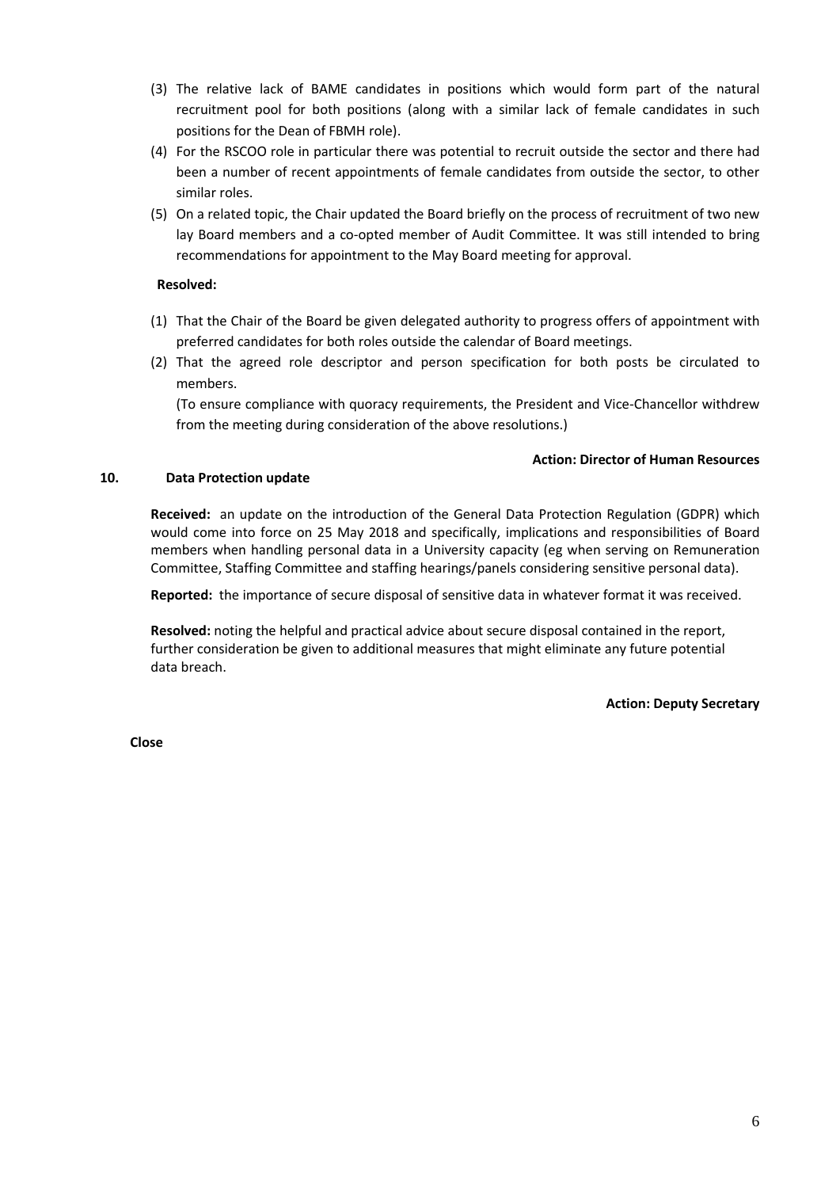(3) The relative lack of BAME candidates in positions which would form part of the natural recruitment pool for both positions (along with a similar lack of female candidates in such positions for the Dean of FBMH role).

(4) For the RSCOO role in particular there was potential to recruit outside the sector and there had been a number of recent appointments of female candidates from outside the sector, to other similar roles.

(5) On a related topic, the Chair updated the Board briefly on the process of recruitment of two new lay Board members and a co-opted member of Audit Committee. It was still intended to bring recommendations for appointment to the May Board meeting for approval.

**Resolved:**

(1) That the Chair of the Board be given delegated authority to progress offers of appointment with preferred candidates for both roles outside the calendar of Board meetings.

(2) That the agreed role descriptor and person specification for both posts be circulated to members.

(To ensure compliance with quoracy requirements, the President and Vice-Chancellor withdrew from the meeting during consideration of the above resolutions.)

**Action: Director of Human Resources**

## 10. Data Protection update

**Received:** an update on the introduction of the General Data Protection Regulation (GDPR) which would come into force on 25 May 2018 and specifically, implications and responsibilities of Board members when handling personal data in a University capacity (eg when serving on Remuneration Committee, Staffing Committee and staffing hearings/panels considering sensitive personal data).

**Reported:** the importance of secure disposal of sensitive data in whatever format it was received.

**Resolved:** noting the helpful and practical advice about secure disposal contained in the report, further consideration be given to additional measures that might eliminate any future potential data breach.

**Action: Deputy Secretary**

**Close**